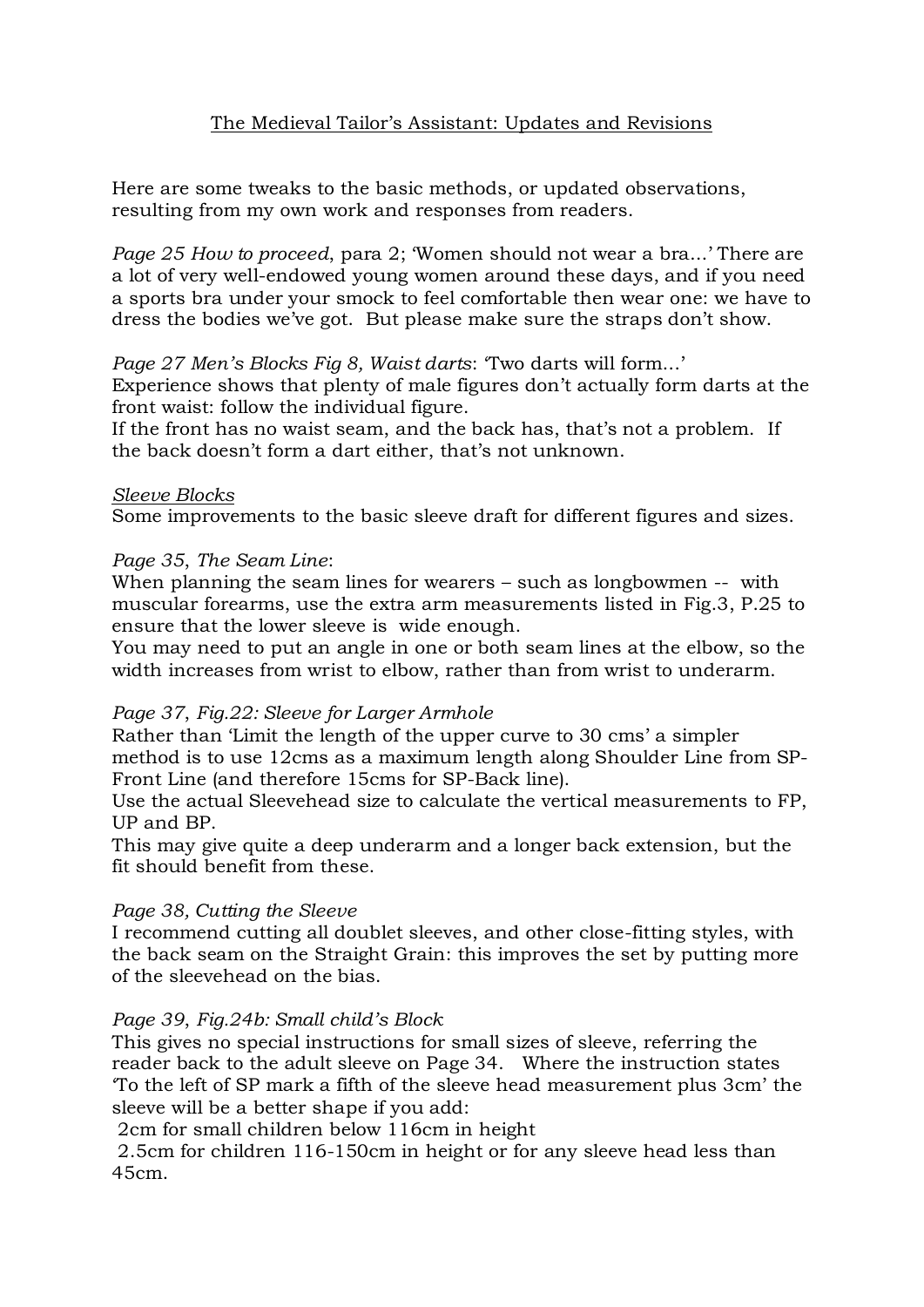# The Medieval Tailor's Assistant: Updates and Revisions

Here are some tweaks to the basic methods, or updated observations, resulting from my own work and responses from readers.

*Page 25 How to proceed*, para 2; 'Women should not wear a bra…' There are a lot of very well-endowed young women around these days, and if you need a sports bra under your smock to feel comfortable then wear one: we have to dress the bodies we've got. But please make sure the straps don't show.

*Page 27 Men's Blocks Fig 8, Waist darts*: 'Two darts will form…'
Experience shows that plenty of male figures don't actually form darts at the front waist: follow the individual figure.
If the front has no waist seam, and the back has, that's not a problem. If the back doesn't form a dart either, that's not unknown.

## Sleeve Blocks

Some improvements to the basic sleeve draft for different figures and sizes.

*Page 35*, *The Seam Line*:
When planning the seam lines for wearers – such as longbowmen -- with muscular forearms, use the extra arm measurements listed in Fig.3, P.25 to ensure that the lower sleeve is wide enough.
You may need to put an angle in one or both seam lines at the elbow, so the width increases from wrist to elbow, rather than from wrist to underarm.

*Page 37*, *Fig.22: Sleeve for Larger Armhole*
Rather than 'Limit the length of the upper curve to 30 cms' a simpler method is to use 12cms as a maximum length along Shoulder Line from SP-Front Line (and therefore 15cms for SP-Back line).
Use the actual Sleevehead size to calculate the vertical measurements to FP, UP and BP.
This may give quite a deep underarm and a longer back extension, but the fit should benefit from these.

*Page 38, Cutting the Sleeve*
I recommend cutting all doublet sleeves, and other close-fitting styles, with the back seam on the Straight Grain: this improves the set by putting more of the sleevehead on the bias.

*Page 39*, *Fig.24b: Small child's Block*
This gives no special instructions for small sizes of sleeve, referring the reader back to the adult sleeve on Page 34. Where the instruction states 'To the left of SP mark a fifth of the sleeve head measurement plus 3cm' the sleeve will be a better shape if you add:
2cm for small children below 116cm in height
2.5cm for children 116-150cm in height or for any sleeve head less than 45cm.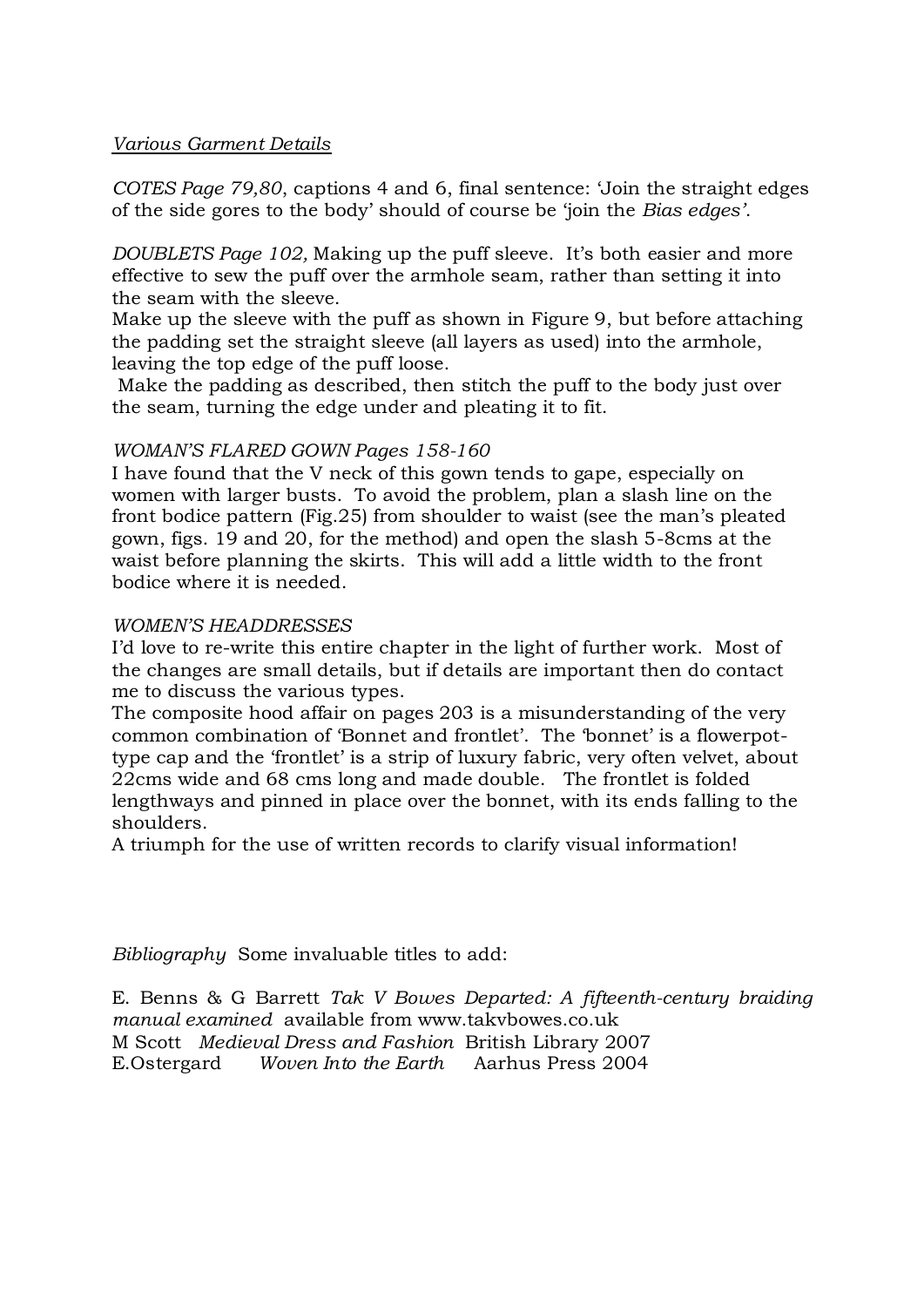*Various Garment Details*

*COTES Page 79,80*, captions 4 and 6, final sentence: 'Join the straight edges of the side gores to the body' should of course be 'join the *Bias edges'*.

*DOUBLETS Page 102,* Making up the puff sleeve. It's both easier and more effective to sew the puff over the armhole seam, rather than setting it into the seam with the sleeve.
Make up the sleeve with the puff as shown in Figure 9, but before attaching the padding set the straight sleeve (all layers as used) into the armhole, leaving the top edge of the puff loose.
Make the padding as described, then stitch the puff to the body just over the seam, turning the edge under and pleating it to fit.

*WOMAN'S FLARED GOWN Pages 158-160*
I have found that the V neck of this gown tends to gape, especially on women with larger busts. To avoid the problem, plan a slash line on the front bodice pattern (Fig.25) from shoulder to waist (see the man's pleated gown, figs. 19 and 20, for the method) and open the slash 5-8cms at the waist before planning the skirts. This will add a little width to the front bodice where it is needed.

*WOMEN'S HEADDRESSES*
I'd love to re-write this entire chapter in the light of further work. Most of the changes are small details, but if details are important then do contact me to discuss the various types.
The composite hood affair on pages 203 is a misunderstanding of the very common combination of 'Bonnet and frontlet'. The 'bonnet' is a flowerpot-type cap and the 'frontlet' is a strip of luxury fabric, very often velvet, about 22cms wide and 68 cms long and made double. The frontlet is folded lengthways and pinned in place over the bonnet, with its ends falling to the shoulders.
A triumph for the use of written records to clarify visual information!

*Bibliography* Some invaluable titles to add:

E. Benns & G Barrett *Tak V Bowes Departed: A fifteenth-century braiding manual examined* available from www.takvbowes.co.uk
M Scott *Medieval Dress and Fashion* British Library 2007
E.Ostergard *Woven Into the Earth* Aarhus Press 2004